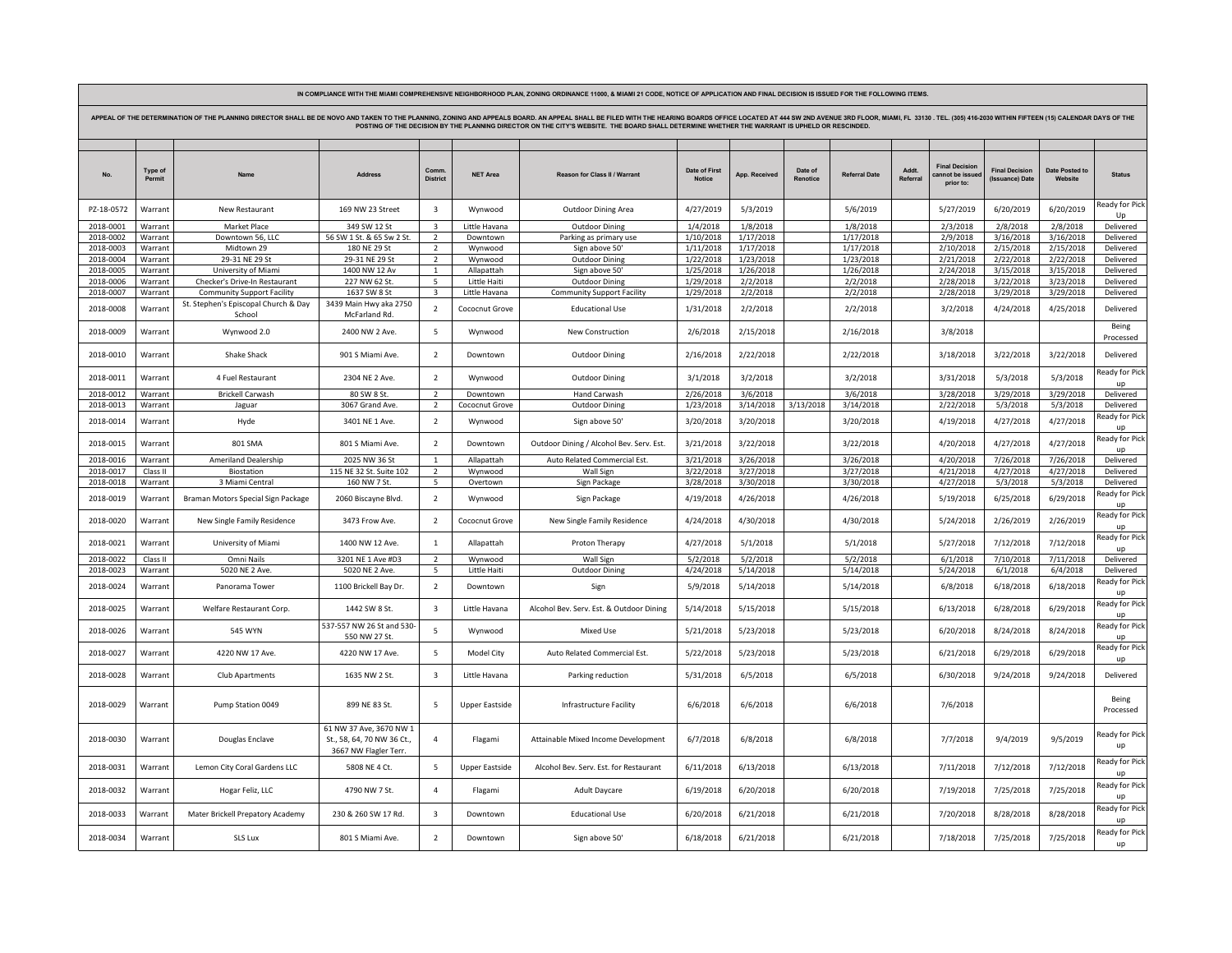IN COMPLIANCE WITH THE MIAMI COMPREHENSIVE NEIGHBORHOOD PLAN, ZONING ORDINANCE 11000, & MIAMI 21 CODE, NOTICE OF APPLICATION AND FINAL DECISION IS ISSUED FOR THE FOLLOWING ITEMS.

APPEAL OF THE DETERMINATION OF THE PLANNING DIRECTOR SHALL BE DE NOVO AND TAKEN TO THE PLANNING, ZONING AND APPEALS BOARD. AN APPEAL SHALL BE FILED WITH THE HEARING BOARDS OFFICE LOCATED AT 444 SW 2ND AVENUE 3RD FLOOR, MIAMI, FL 33130 . TEL. (305) 416-2030 WITHIN FIFTEEN (15) CALENDAR DAYS OF THE POSTING OF THE DECISION BY THE PLANNING DIRECTOR ON THE CITY'S WEBSITE. THE BOARD SHALL DETERMINE WHETHER THE WARRANT IS UPHELD OR RESCINDED.

| No. | Type of Permit | Name | Address | Comm. District | NET Area | Reason for Class II / Warrant | Date of First Notice | App. Received | Date of Renotice | Referral Date | Addt. Referral | Final Decision cannot be issued prior to: | Final Decision (Issuance) Date | Date Posted to Website | Status |
|---|---|---|---|---|---|---|---|---|---|---|---|---|---|---|---|
| PZ-18-0572 | Warrant | New Restaurant | 169 NW 23 Street | 3 | Wynwood | Outdoor Dining Area | 4/27/2019 | 5/3/2019 | | 5/6/2019 | | 5/27/2019 | 6/20/2019 | 6/20/2019 | Ready for Pick Up |
| 2018-0001 | Warrant | Market Place | 349 SW 12 St | 3 | Little Havana | Outdoor Dining | 1/4/2018 | 1/8/2018 | | 1/8/2018 | | 2/3/2018 | 2/8/2018 | 2/8/2018 | Delivered |
| 2018-0002 | Warrant | Downtown 56, LLC | 56 SW 1 St. & 65 Sw 2 St. | 2 | Downtown | Parking as primary use | 1/10/2018 | 1/17/2018 | | 1/17/2018 | | 2/9/2018 | 3/16/2018 | 3/16/2018 | Delivered |
| 2018-0003 | Warrant | Midtown 29 | 180 NE 29 St | 2 | Wynwood | Sign above 50' | 1/11/2018 | 1/17/2018 | | 1/17/2018 | | 2/10/2018 | 2/15/2018 | 2/15/2018 | Delivered |
| 2018-0004 | Warrant | 29-31 NE 29 St | 29-31 NE 29 St | 2 | Wynwood | Outdoor Dining | 1/22/2018 | 1/23/2018 | | 1/23/2018 | | 2/21/2018 | 2/22/2018 | 2/22/2018 | Delivered |
| 2018-0005 | Warrant | University of Miami | 1400 NW 12 Av | 1 | Allapattah | Sign above 50' | 1/25/2018 | 1/26/2018 | | 1/26/2018 | | 2/24/2018 | 3/15/2018 | 3/15/2018 | Delivered |
| 2018-0006 | Warrant | Checker's Drive-In Restaurant | 227 NW 62 St. | 5 | Little Haiti | Outdoor Dining | 1/29/2018 | 2/2/2018 | | 2/2/2018 | | 2/28/2018 | 3/22/2018 | 3/23/2018 | Delivered |
| 2018-0007 | Warrant | Community Support Facility | 1637 SW 8 St | 3 | Little Havana | Community Support Facility | 1/29/2018 | 2/2/2018 | | 2/2/2018 | | 2/28/2018 | 3/29/2018 | 3/29/2018 | Delivered |
| 2018-0008 | Warrant | St. Stephen's Episcopal Church & Day School | 3439 Main Hwy aka 2750 McFarland Rd. | 2 | Cococnut Grove | Educational Use | 1/31/2018 | 2/2/2018 | | 2/2/2018 | | 3/2/2018 | 4/24/2018 | 4/25/2018 | Delivered |
| 2018-0009 | Warrant | Wynwood 2.0 | 2400 NW 2 Ave. | 5 | Wynwood | New Construction | 2/6/2018 | 2/15/2018 | | 2/16/2018 | | 3/8/2018 | | | Being Processed |
| 2018-0010 | Warrant | Shake Shack | 901 S Miami Ave. | 2 | Downtown | Outdoor Dining | 2/16/2018 | 2/22/2018 | | 2/22/2018 | | 3/18/2018 | 3/22/2018 | 3/22/2018 | Delivered |
| 2018-0011 | Warrant | 4 Fuel Restaurant | 2304 NE 2 Ave. | 2 | Wynwood | Outdoor Dining | 3/1/2018 | 3/2/2018 | | 3/2/2018 | | 3/31/2018 | 5/3/2018 | 5/3/2018 | Ready for Pick up |
| 2018-0012 | Warrant | Brickell Carwash | 80 SW 8 St. | 2 | Downtown | Hand Carwash | 2/26/2018 | 3/6/2018 | | 3/6/2018 | | 3/28/2018 | 3/29/2018 | 3/29/2018 | Delivered |
| 2018-0013 | Warrant | Jaguar | 3067 Grand Ave. | 2 | Cococnut Grove | Outdoor Dining | 1/23/2018 | 3/14/2018 | 3/13/2018 | 3/14/2018 | | 2/22/2018 | 5/3/2018 | 5/3/2018 | Delivered |
| 2018-0014 | Warrant | Hyde | 3401 NE 1 Ave. | 2 | Wynwood | Sign above 50' | 3/20/2018 | 3/20/2018 | | 3/20/2018 | | 4/19/2018 | 4/27/2018 | 4/27/2018 | Ready for Pick up |
| 2018-0015 | Warrant | 801 SMA | 801 S Miami Ave. | 2 | Downtown | Outdoor Dining / Alcohol Bev. Serv. Est. | 3/21/2018 | 3/22/2018 | | 3/22/2018 | | 4/20/2018 | 4/27/2018 | 4/27/2018 | Ready for Pick up |
| 2018-0016 | Warrant | Ameriland Dealership | 2025 NW 36 St | 1 | Allapattah | Auto Related Commercial Est. | 3/21/2018 | 3/26/2018 | | 3/26/2018 | | 4/20/2018 | 7/26/2018 | 7/26/2018 | Delivered |
| 2018-0017 | Class II | Biostation | 115 NE 32 St. Suite 102 | 2 | Wynwood | Wall Sign | 3/22/2018 | 3/27/2018 | | 3/27/2018 | | 4/21/2018 | 4/27/2018 | 4/27/2018 | Delivered |
| 2018-0018 | Warrant | 3 Miami Central | 160 NW 7 St. | 5 | Overtown | Sign Package | 3/28/2018 | 3/30/2018 | | 3/30/2018 | | 4/27/2018 | 5/3/2018 | 5/3/2018 | Delivered |
| 2018-0019 | Warrant | Braman Motors Special Sign Package | 2060 Biscayne Blvd. | 2 | Wynwood | Sign Package | 4/19/2018 | 4/26/2018 | | 4/26/2018 | | 5/19/2018 | 6/25/2018 | 6/29/2018 | Ready for Pick up |
| 2018-0020 | Warrant | New Single Family Residence | 3473 Frow Ave. | 2 | Cococnut Grove | New Single Family Residence | 4/24/2018 | 4/30/2018 | | 4/30/2018 | | 5/24/2018 | 2/26/2019 | 2/26/2019 | Ready for Pick up |
| 2018-0021 | Warrant | University of Miami | 1400 NW 12 Ave. | 1 | Allapattah | Proton Therapy | 4/27/2018 | 5/1/2018 | | 5/1/2018 | | 5/27/2018 | 7/12/2018 | 7/12/2018 | Ready for Pick up |
| 2018-0022 | Class II | Omni Nails | 3201 NE 1 Ave #D3 | 2 | Wynwood | Wall Sign | 5/2/2018 | 5/2/2018 | | 5/2/2018 | | 6/1/2018 | 7/10/2018 | 7/11/2018 | Delivered |
| 2018-0023 | Warrant | 5020 NE 2 Ave. | 5020 NE 2 Ave. | 5 | Little Haiti | Outdoor Dining | 4/24/2018 | 5/14/2018 | | 5/14/2018 | | 5/24/2018 | 6/1/2018 | 6/4/2018 | Delivered |
| 2018-0024 | Warrant | Panorama Tower | 1100 Brickell Bay Dr. | 2 | Downtown | Sign | 5/9/2018 | 5/14/2018 | | 5/14/2018 | | 6/8/2018 | 6/18/2018 | 6/18/2018 | Ready for Pick up |
| 2018-0025 | Warrant | Welfare Restaurant Corp. | 1442 SW 8 St. | 3 | Little Havana | Alcohol Bev. Serv. Est. & Outdoor Dining | 5/14/2018 | 5/15/2018 | | 5/15/2018 | | 6/13/2018 | 6/28/2018 | 6/29/2018 | Ready for Pick up |
| 2018-0026 | Warrant | 545 WYN | 537-557 NW 26 St and 530-550 NW 27 St. | 5 | Wynwood | Mixed Use | 5/21/2018 | 5/23/2018 | | 5/23/2018 | | 6/20/2018 | 8/24/2018 | 8/24/2018 | Ready for Pick up |
| 2018-0027 | Warrant | 4220 NW 17 Ave. | 4220 NW 17 Ave. | 5 | Model City | Auto Related Commercial Est. | 5/22/2018 | 5/23/2018 | | 5/23/2018 | | 6/21/2018 | 6/29/2018 | 6/29/2018 | Ready for Pick up |
| 2018-0028 | Warrant | Club Apartments | 1635 NW 2 St. | 3 | Little Havana | Parking reduction | 5/31/2018 | 6/5/2018 | | 6/5/2018 | | 6/30/2018 | 9/24/2018 | 9/24/2018 | Delivered |
| 2018-0029 | Warrant | Pump Station 0049 | 899 NE 83 St. | 5 | Upper Eastside | Infrastructure Facility | 6/6/2018 | 6/6/2018 | | 6/6/2018 | | 7/6/2018 | | | Being Processed |
| 2018-0030 | Warrant | Douglas Enclave | 61 NW 37 Ave, 3670 NW 1 St., 58, 64, 70 NW 36 Ct., 3667 NW Flagler Terr. | 4 | Flagami | Attainable Mixed Income Development | 6/7/2018 | 6/8/2018 | | 6/8/2018 | | 7/7/2018 | 9/4/2019 | 9/5/2019 | Ready for Pick up |
| 2018-0031 | Warrant | Lemon City Coral Gardens LLC | 5808 NE 4 Ct. | 5 | Upper Eastside | Alcohol Bev. Serv. Est. for Restaurant | 6/11/2018 | 6/13/2018 | | 6/13/2018 | | 7/11/2018 | 7/12/2018 | 7/12/2018 | Ready for Pick up |
| 2018-0032 | Warrant | Hogar Feliz, LLC | 4790 NW 7 St. | 4 | Flagami | Adult Daycare | 6/19/2018 | 6/20/2018 | | 6/20/2018 | | 7/19/2018 | 7/25/2018 | 7/25/2018 | Ready for Pick up |
| 2018-0033 | Warrant | Mater Brickell Prepatory Academy | 230 & 260 SW 17 Rd. | 3 | Downtown | Educational Use | 6/20/2018 | 6/21/2018 | | 6/21/2018 | | 7/20/2018 | 8/28/2018 | 8/28/2018 | Ready for Pick up |
| 2018-0034 | Warrant | SLS Lux | 801 S Miami Ave. | 2 | Downtown | Sign above 50' | 6/18/2018 | 6/21/2018 | | 6/21/2018 | | 7/18/2018 | 7/25/2018 | 7/25/2018 | Ready for Pick up |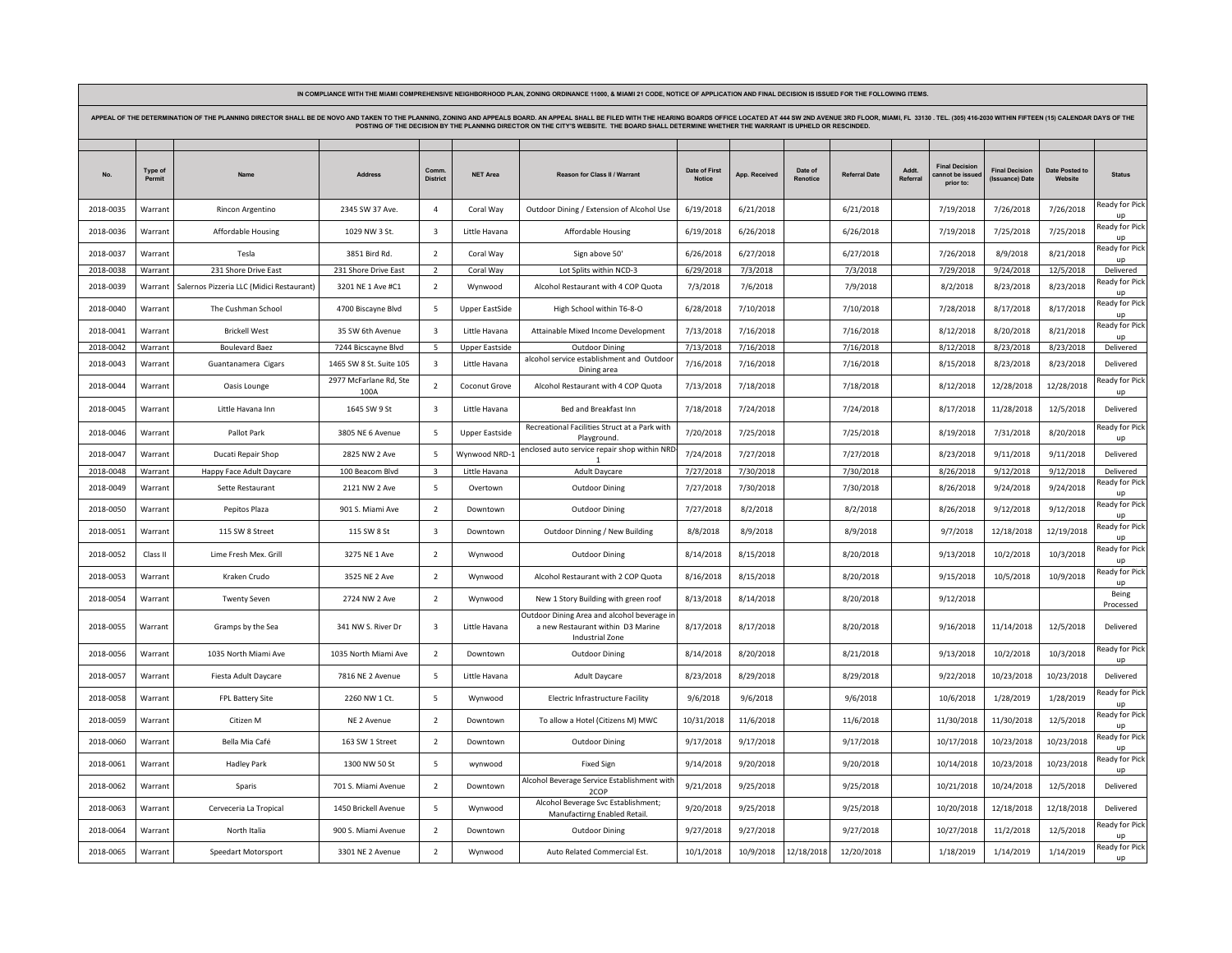IN COMPLIANCE WITH THE MIAMI COMPREHENSIVE NEIGHBORHOOD PLAN, ZONING ORDINANCE 11000, & MIAMI 21 CODE, NOTICE OF APPLICATION AND FINAL DECISION IS ISSUED FOR THE FOLLOWING ITEMS.

APPEAL OF THE DETERMINATION OF THE PLANNING DIRECTOR SHALL BE DE NOVO AND TAKEN TO THE PLANNING, ZONING AND APPEALS BOARD. AN APPEAL SHALL BE FILED WITH THE HEARING BOARDS OFFICE LOCATED AT 444 SW 2ND AVENUE 3RD FLOOR, MIAMI, FL 33130 . TEL. (305) 416-2030 WITHIN FIFTEEN (15) CALENDAR DAYS OF THE POSTING OF THE DECISION BY THE PLANNING DIRECTOR ON THE CITY'S WEBSITE. THE BOARD SHALL DETERMINE WHETHER THE WARRANT IS UPHELD OR RESCINDED.

| No. | Type of Permit | Name | Address | Comm. District | NET Area | Reason for Class II / Warrant | Date of First Notice | App. Received | Date of Renotice | Referral Date | Addt. Referral | Final Decision cannot be issued prior to: | Final Decision (Issuance) Date | Date Posted to Website | Status |
|---|---|---|---|---|---|---|---|---|---|---|---|---|---|---|---|
| 2018-0035 | Warrant | Rincon Argentino | 2345 SW 37 Ave. | 4 | Coral Way | Outdoor Dining / Extension of Alcohol Use | 6/19/2018 | 6/21/2018 | | 6/21/2018 | | 7/19/2018 | 7/26/2018 | 7/26/2018 | Ready for Pick up |
| 2018-0036 | Warrant | Affordable Housing | 1029 NW 3 St. | 3 | Little Havana | Affordable Housing | 6/19/2018 | 6/26/2018 | | 6/26/2018 | | 7/19/2018 | 7/25/2018 | 7/25/2018 | Ready for Pick up |
| 2018-0037 | Warrant | Tesla | 3851 Bird Rd. | 2 | Coral Way | Sign above 50' | 6/26/2018 | 6/27/2018 | | 6/27/2018 | | 7/26/2018 | 8/9/2018 | 8/21/2018 | Ready for Pick up |
| 2018-0038 | Warrant | 231 Shore Drive East | 231 Shore Drive East | 2 | Coral Way | Lot Splits within NCD-3 | 6/29/2018 | 7/3/2018 | | 7/3/2018 | | 7/29/2018 | 9/24/2018 | 12/5/2018 | Delivered |
| 2018-0039 | Warrant | Salernos Pizzeria LLC (Midici Restaurant) | 3201 NE 1 Ave #C1 | 2 | Wynwood | Alcohol Restaurant with 4 COP Quota | 7/3/2018 | 7/6/2018 | | 7/9/2018 | | 8/2/2018 | 8/23/2018 | 8/23/2018 | Ready for Pick up |
| 2018-0040 | Warrant | The Cushman School | 4700 Biscayne Blvd | 5 | Upper EastSide | High School within T6-8-O | 6/28/2018 | 7/10/2018 | | 7/10/2018 | | 7/28/2018 | 8/17/2018 | 8/17/2018 | Ready for Pick up |
| 2018-0041 | Warrant | Brickell West | 35 SW 6th Avenue | 3 | Little Havana | Attainable Mixed Income Development | 7/13/2018 | 7/16/2018 | | 7/16/2018 | | 8/12/2018 | 8/20/2018 | 8/21/2018 | Ready for Pick up |
| 2018-0042 | Warrant | Boulevard Baez | 7244 Bicscayne Blvd | 5 | Upper Eastside | Outdoor Dining | 7/13/2018 | 7/16/2018 | | 7/16/2018 | | 8/12/2018 | 8/23/2018 | 8/23/2018 | Delivered |
| 2018-0043 | Warrant | Guantanamera Cigars | 1465 SW 8 St. Suite 105 | 3 | Little Havana | alcohol service establishment and Outdoor Dining area | 7/16/2018 | 7/16/2018 | | 7/16/2018 | | 8/15/2018 | 8/23/2018 | 8/23/2018 | Delivered |
| 2018-0044 | Warrant | Oasis Lounge | 2977 McFarlane Rd, Ste 100A | 2 | Coconut Grove | Alcohol Restaurant with 4 COP Quota | 7/13/2018 | 7/18/2018 | | 7/18/2018 | | 8/12/2018 | 12/28/2018 | 12/28/2018 | Ready for Pick up |
| 2018-0045 | Warrant | Little Havana Inn | 1645 SW 9 St | 3 | Little Havana | Bed and Breakfast Inn | 7/18/2018 | 7/24/2018 | | 7/24/2018 | | 8/17/2018 | 11/28/2018 | 12/5/2018 | Delivered |
| 2018-0046 | Warrant | Pallot Park | 3805 NE 6 Avenue | 5 | Upper Eastside | Recreational Facilities Struct at a Park with Playground. | 7/20/2018 | 7/25/2018 | | 7/25/2018 | | 8/19/2018 | 7/31/2018 | 8/20/2018 | Ready for Pick up |
| 2018-0047 | Warrant | Ducati Repair Shop | 2825 NW 2 Ave | 5 | Wynwood NRD-1 | enclosed auto service repair shop within NRD-1 | 7/24/2018 | 7/27/2018 | | 7/27/2018 | | 8/23/2018 | 9/11/2018 | 9/11/2018 | Delivered |
| 2018-0048 | Warrant | Happy Face Adult Daycare | 100 Beacom Blvd | 3 | Little Havana | Adult Daycare | 7/27/2018 | 7/30/2018 | | 7/30/2018 | | 8/26/2018 | 9/12/2018 | 9/12/2018 | Delivered |
| 2018-0049 | Warrant | Sette Restaurant | 2121 NW 2 Ave | 5 | Overtown | Outdoor Dining | 7/27/2018 | 7/30/2018 | | 7/30/2018 | | 8/26/2018 | 9/24/2018 | 9/24/2018 | Ready for Pick up |
| 2018-0050 | Warrant | Pepitos Plaza | 901 S. Miami Ave | 2 | Downtown | Outdoor Dining | 7/27/2018 | 8/2/2018 | | 8/2/2018 | | 8/26/2018 | 9/12/2018 | 9/12/2018 | Ready for Pick up |
| 2018-0051 | Warrant | 115 SW 8 Street | 115 SW 8 St | 3 | Downtown | Outdoor Dinning / New Building | 8/8/2018 | 8/9/2018 | | 8/9/2018 | | 9/7/2018 | 12/18/2018 | 12/19/2018 | Ready for Pick up |
| 2018-0052 | Class II | Lime Fresh Mex. Grill | 3275 NE 1 Ave | 2 | Wynwood | Outdoor Dining | 8/14/2018 | 8/15/2018 | | 8/20/2018 | | 9/13/2018 | 10/2/2018 | 10/3/2018 | Ready for Pick up |
| 2018-0053 | Warrant | Kraken Crudo | 3525 NE 2 Ave | 2 | Wynwood | Alcohol Restaurant with 2 COP Quota | 8/16/2018 | 8/15/2018 | | 8/20/2018 | | 9/15/2018 | 10/5/2018 | 10/9/2018 | Ready for Pick up |
| 2018-0054 | Warrant | Twenty Seven | 2724 NW 2 Ave | 2 | Wynwood | New 1 Story Building with green roof | 8/13/2018 | 8/14/2018 | | 8/20/2018 | | 9/12/2018 | | | Being Processed |
| 2018-0055 | Warrant | Gramps by the Sea | 341 NW S. River Dr | 3 | Little Havana | Outdoor Dining Area and alcohol beverage in a new Restaurant within D3 Marine Industrial Zone | 8/17/2018 | 8/17/2018 | | 8/20/2018 | | 9/16/2018 | 11/14/2018 | 12/5/2018 | Delivered |
| 2018-0056 | Warrant | 1035 North Miami Ave | 1035 North Miami Ave | 2 | Downtown | Outdoor Dining | 8/14/2018 | 8/20/2018 | | 8/21/2018 | | 9/13/2018 | 10/2/2018 | 10/3/2018 | Ready for Pick up |
| 2018-0057 | Warrant | Fiesta Adult Daycare | 7816 NE 2 Avenue | 5 | Little Havana | Adult Daycare | 8/23/2018 | 8/29/2018 | | 8/29/2018 | | 9/22/2018 | 10/23/2018 | 10/23/2018 | Delivered |
| 2018-0058 | Warrant | FPL Battery Site | 2260 NW 1 Ct. | 5 | Wynwood | Electric Infrastructure Facility | 9/6/2018 | 9/6/2018 | | 9/6/2018 | | 10/6/2018 | 1/28/2019 | 1/28/2019 | Ready for Pick up |
| 2018-0059 | Warrant | Citizen M | NE 2 Avenue | 2 | Downtown | To allow a Hotel (Citizens M) MWC | 10/31/2018 | 11/6/2018 | | 11/6/2018 | | 11/30/2018 | 11/30/2018 | 12/5/2018 | Ready for Pick up |
| 2018-0060 | Warrant | Bella Mia Café | 163 SW 1 Street | 2 | Downtown | Outdoor Dining | 9/17/2018 | 9/17/2018 | | 9/17/2018 | | 10/17/2018 | 10/23/2018 | 10/23/2018 | Ready for Pick up |
| 2018-0061 | Warrant | Hadley Park | 1300 NW 50 St | 5 | wynwood | Fixed Sign | 9/14/2018 | 9/20/2018 | | 9/20/2018 | | 10/14/2018 | 10/23/2018 | 10/23/2018 | Ready for Pick up |
| 2018-0062 | Warrant | Sparis | 701 S. Miami Avenue | 2 | Downtown | Alcohol Beverage Service Establishment with 2COP | 9/21/2018 | 9/25/2018 | | 9/25/2018 | | 10/21/2018 | 10/24/2018 | 12/5/2018 | Delivered |
| 2018-0063 | Warrant | Cerveceria La Tropical | 1450 Brickell Avenue | 5 | Wynwood | Alcohol Beverage Svc Establishment; Manufactirng Enabled Retail. | 9/20/2018 | 9/25/2018 | | 9/25/2018 | | 10/20/2018 | 12/18/2018 | 12/18/2018 | Delivered |
| 2018-0064 | Warrant | North Italia | 900 S. Miami Avenue | 2 | Downtown | Outdoor Dining | 9/27/2018 | 9/27/2018 | | 9/27/2018 | | 10/27/2018 | 11/2/2018 | 12/5/2018 | Ready for Pick up |
| 2018-0065 | Warrant | Speedart Motorsport | 3301 NE 2 Avenue | 2 | Wynwood | Auto Related Commercial Est. | 10/1/2018 | 10/9/2018 | 12/18/2018 | 12/20/2018 | | 1/18/2019 | 1/14/2019 | 1/14/2019 | Ready for Pick up |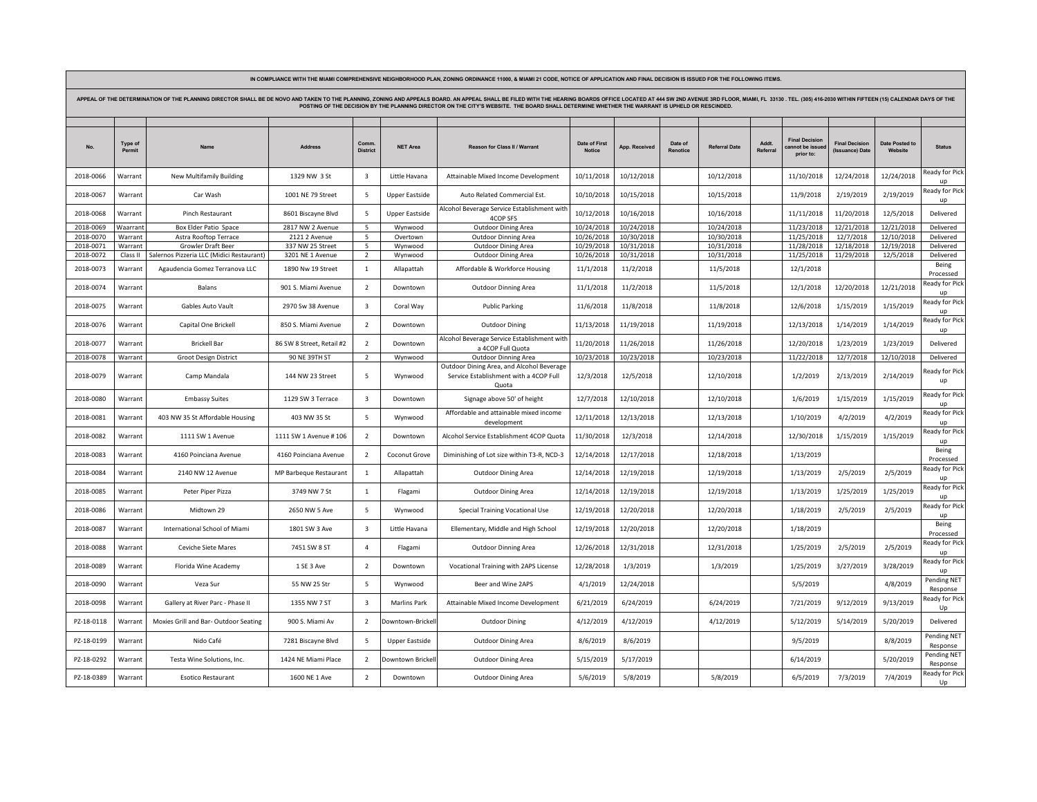IN COMPLIANCE WITH THE MIAMI COMPREHENSIVE NEIGHBORHOOD PLAN, ZONING ORDINANCE 11000, & MIAMI 21 CODE, NOTICE OF APPLICATION AND FINAL DECISION IS ISSUED FOR THE FOLLOWING ITEMS.

APPEAL OF THE DETERMINATION OF THE PLANNING DIRECTOR SHALL BE DE NOVO AND TAKEN TO THE PLANNING, ZONING AND APPEALS BOARD. AN APPEAL SHALL BE FILED WITH THE HEARING BOARDS OFFICE LOCATED AT 444 SW 2ND AVENUE 3RD FLOOR, MIAMI, FL 33130 . TEL. (305) 416-2030 WITHIN FIFTEEN (15) CALENDAR DAYS OF THE POSTING OF THE DECISION BY THE PLANNING DIRECTOR ON THE CITY'S WEBSITE. THE BOARD SHALL DETERMINE WHETHER THE WARRANT IS UPHELD OR RESCINDED.

| No. | Type of Permit | Name | Address | Comm. District | NET Area | Reason for Class II / Warrant | Date of First Notice | App. Received | Date of Renotice | Referral Date | Addt. Referral | Final Decision cannot be issued prior to: | Final Decision (Issuance) Date | Date Posted to Website | Status |
|---|---|---|---|---|---|---|---|---|---|---|---|---|---|---|---|
| 2018-0066 | Warrant | New Multifamily Building | 1329 NW 3 St | 3 | Little Havana | Attainable Mixed Income Development | 10/11/2018 | 10/12/2018 | | 10/12/2018 | | 11/10/2018 | 12/24/2018 | 12/24/2018 | Ready for Pick up |
| 2018-0067 | Warrant | Car Wash | 1001 NE 79 Street | 5 | Upper Eastside | Auto Related Commercial Est. | 10/10/2018 | 10/15/2018 | | 10/15/2018 | | 11/9/2018 | 2/19/2019 | 2/19/2019 | Ready for Pick up |
| 2018-0068 | Warrant | Pinch Restaurant | 8601 Biscayne Blvd | 5 | Upper Eastside | Alcohol Beverage Service Establishment with 4COP SFS | 10/12/2018 | 10/16/2018 | | 10/16/2018 | | 11/11/2018 | 11/20/2018 | 12/5/2018 | Delivered |
| 2018-0069 | Waarrant | Box Elder Patio Space | 2817 NW 2 Avenue | 5 | Wynwood | Outdoor Dining Area | 10/24/2018 | 10/24/2018 | | 10/24/2018 | | 11/23/2018 | 12/21/2018 | 12/21/2018 | Delivered |
| 2018-0070 | Warrant | Astra Rooftop Terrace | 2121 2 Avenue | 5 | Overtown | Outdoor Dinning Area | 10/26/2018 | 10/30/2018 | | 10/30/2018 | | 11/25/2018 | 12/7/2018 | 12/10/2018 | Delivered |
| 2018-0071 | Warrant | Growler Draft Beer | 337 NW 25 Street | 5 | Wynwood | Outdoor Dining Area | 10/29/2018 | 10/31/2018 | | 10/31/2018 | | 11/28/2018 | 12/18/2018 | 12/19/2018 | Delivered |
| 2018-0072 | Class II | Salernos Pizzeria LLC (Midici Restaurant) | 3201 NE 1 Avenue | 2 | Wynwood | Outdoor Dining Area | 10/26/2018 | 10/31/2018 | | 10/31/2018 | | 11/25/2018 | 11/29/2018 | 12/5/2018 | Delivered |
| 2018-0073 | Warrant | Agaudencia Gomez Terranova LLC | 1890 Nw 19 Street | 1 | Allapattah | Affordable & Workforce Housing | 11/1/2018 | 11/2/2018 | | 11/5/2018 | | 12/1/2018 | | | Being Processed |
| 2018-0074 | Warrant | Balans | 901 S. Miami Avenue | 2 | Downtown | Outdoor Dinning Area | 11/1/2018 | 11/2/2018 | | 11/5/2018 | | 12/1/2018 | 12/20/2018 | 12/21/2018 | Ready for Pick up |
| 2018-0075 | Warrant | Gables Auto Vault | 2970 Sw 38 Avenue | 3 | Coral Way | Public Parking | 11/6/2018 | 11/8/2018 | | 11/8/2018 | | 12/6/2018 | 1/15/2019 | 1/15/2019 | Ready for Pick up |
| 2018-0076 | Warrant | Capital One Brickell | 850 S. Miami Avenue | 2 | Downtown | Outdoor Dining | 11/13/2018 | 11/19/2018 | | 11/19/2018 | | 12/13/2018 | 1/14/2019 | 1/14/2019 | Ready for Pick up |
| 2018-0077 | Warrant | Brickell Bar | 86 SW 8 Street, Retail #2 | 2 | Downtown | Alcohol Beverage Service Establishment with a 4COP Full Quota | 11/20/2018 | 11/26/2018 | | 11/26/2018 | | 12/20/2018 | 1/23/2019 | 1/23/2019 | Delivered |
| 2018-0078 | Warrant | Groot Design District | 90 NE 39TH ST | 2 | Wynwood | Outdoor Dinning Area | 10/23/2018 | 10/23/2018 | | 10/23/2018 | | 11/22/2018 | 12/7/2018 | 12/10/2018 | Delivered |
| 2018-0079 | Warrant | Camp Mandala | 144 NW 23 Street | 5 | Wynwood | Outdoor Dining Area, and Alcohol Beverage Service Establishment with a 4COP Full Quota | 12/3/2018 | 12/5/2018 | | 12/10/2018 | | 1/2/2019 | 2/13/2019 | 2/14/2019 | Ready for Pick up |
| 2018-0080 | Warrant | Embassy Suites | 1129 SW 3 Terrace | 3 | Downtown | Signage above 50' of height | 12/7/2018 | 12/10/2018 | | 12/10/2018 | | 1/6/2019 | 1/15/2019 | 1/15/2019 | Ready for Pick up |
| 2018-0081 | Warrant | 403 NW 35 St Affordable Housing | 403 NW 35 St | 5 | Wynwood | Affordable and attainable mixed income development | 12/11/2018 | 12/13/2018 | | 12/13/2018 | | 1/10/2019 | 4/2/2019 | 4/2/2019 | Ready for Pick up |
| 2018-0082 | Warrant | 1111 SW 1 Avenue | 1111 SW 1 Avenue # 106 | 2 | Downtown | Alcohol Service Establishment 4COP Quota | 11/30/2018 | 12/3/2018 | | 12/14/2018 | | 12/30/2018 | 1/15/2019 | 1/15/2019 | Ready for Pick up |
| 2018-0083 | Warrant | 4160 Poinciana Avenue | 4160 Poinciana Avenue | 2 | Coconut Grove | Diminishing of Lot size within T3-R, NCD-3 | 12/14/2018 | 12/17/2018 | | 12/18/2018 | | 1/13/2019 | | | Being Processed |
| 2018-0084 | Warrant | 2140 NW 12 Avenue | MP Barbeque Restaurant | 1 | Allapattah | Outdoor Dining Area | 12/14/2018 | 12/19/2018 | | 12/19/2018 | | 1/13/2019 | 2/5/2019 | 2/5/2019 | Ready for Pick up |
| 2018-0085 | Warrant | Peter Piper Pizza | 3749 NW 7 St | 1 | Flagami | Outdoor Dining Area | 12/14/2018 | 12/19/2018 | | 12/19/2018 | | 1/13/2019 | 1/25/2019 | 1/25/2019 | Ready for Pick up |
| 2018-0086 | Warrant | Midtown 29 | 2650 NW 5 Ave | 5 | Wynwood | Special Training Vocational Use | 12/19/2018 | 12/20/2018 | | 12/20/2018 | | 1/18/2019 | 2/5/2019 | 2/5/2019 | Ready for Pick up |
| 2018-0087 | Warrant | International School of Miami | 1801 SW 3 Ave | 3 | Little Havana | Ellementary, Middle and High School | 12/19/2018 | 12/20/2018 | | 12/20/2018 | | 1/18/2019 | | | Being Processed |
| 2018-0088 | Warrant | Ceviche Siete Mares | 7451 SW 8 ST | 4 | Flagami | Outdoor Dinning Area | 12/26/2018 | 12/31/2018 | | 12/31/2018 | | 1/25/2019 | 2/5/2019 | 2/5/2019 | Ready for Pick up |
| 2018-0089 | Warrant | Florida Wine Academy | 1 SE 3 Ave | 2 | Downtown | Vocational Training with 2APS License | 12/28/2018 | 1/3/2019 | | 1/3/2019 | | 1/25/2019 | 3/27/2019 | 3/28/2019 | Ready for Pick up |
| 2018-0090 | Warrant | Veza Sur | 55 NW 25 Str | 5 | Wynwood | Beer and Wine 2APS | 4/1/2019 | 12/24/2018 | | | | 5/5/2019 | | 4/8/2019 | Pending NET Response |
| 2018-0098 | Warrant | Gallery at River Parc - Phase II | 1355 NW 7 ST | 3 | Marlins Park | Attainable Mixed Income Development | 6/21/2019 | 6/24/2019 | | 6/24/2019 | | 7/21/2019 | 9/12/2019 | 9/13/2019 | Ready for Pick Up |
| PZ-18-0118 | Warrant | Moxies Grill and Bar- Outdoor Seating | 900 S. Miami Av | 2 | Downtown-Brickell | Outdoor Dining | 4/12/2019 | 4/12/2019 | | 4/12/2019 | | 5/12/2019 | 5/14/2019 | 5/20/2019 | Delivered |
| PZ-18-0199 | Warrant | Nido Café | 7281 Biscayne Blvd | 5 | Upper Eastside | Outdoor Dining Area | 8/6/2019 | 8/6/2019 | | | | 9/5/2019 | | 8/8/2019 | Pending NET Response |
| PZ-18-0292 | Warrant | Testa Wine Solutions, Inc. | 1424 NE Miami Place | 2 | Downtown Brickell | Outdoor Dining Area | 5/15/2019 | 5/17/2019 | | | | 6/14/2019 | | 5/20/2019 | Pending NET Response |
| PZ-18-0389 | Warrant | Esotico Restaurant | 1600 NE 1 Ave | 2 | Downtown | Outdoor Dining Area | 5/6/2019 | 5/8/2019 | | 5/8/2019 | | 6/5/2019 | 7/3/2019 | 7/4/2019 | Ready for Pick Up |